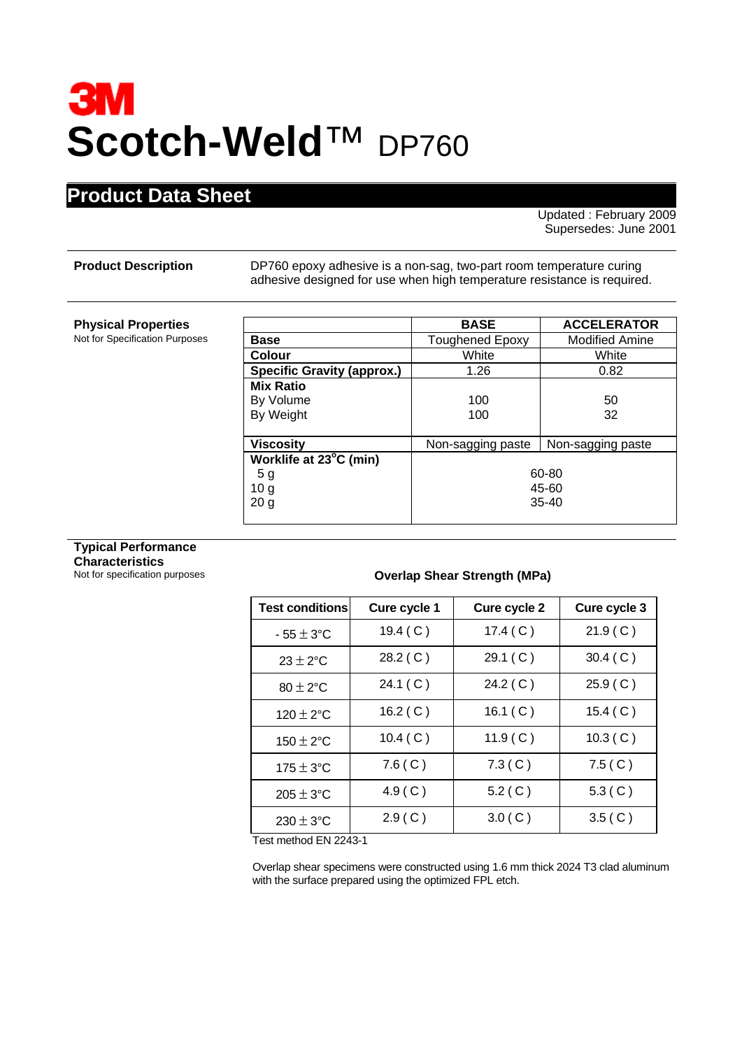# 3M

# Scotch-Weld™ DP760

## Product Data Sheet

Updated : February 2009
Supersedes: June 2001

**Product Description**

DP760 epoxy adhesive is a non-sag, two-part room temperature curing adhesive designed for use when high temperature resistance is required.

**Physical Properties**
Not for Specification Purposes

| | BASE | ACCELERATOR |
|---|---|---|
| **Base** | Toughened Epoxy | Modified Amine |
| **Colour** | White | White |
| **Specific Gravity (approx.)** | 1.26 | 0.82 |
| **Mix Ratio** | | |
| By Volume | 100 | 50 |
| By Weight | 100 | 32 |
| **Viscosity** | Non-sagging paste | Non-sagging paste |
| **Worklife at 23°C (min)** | | |
| 5 g | 60-80 | |
| 10 g | 45-60 | |
| 20 g | 35-40 | |

**Typical Performance Characteristics**
Not for specification purposes

**Overlap Shear Strength (MPa)**

| Test conditions | Cure cycle 1 | Cure cycle 2 | Cure cycle 3 |
|---|---|---|---|
| - 55 ± 3°C | 19.4 ( C ) | 17.4 ( C ) | 21.9 ( C ) |
| 23 ± 2°C | 28.2 ( C ) | 29.1 ( C ) | 30.4 ( C ) |
| 80 ± 2°C | 24.1 ( C ) | 24.2 ( C ) | 25.9 ( C ) |
| 120 ± 2°C | 16.2 ( C ) | 16.1 ( C ) | 15.4 ( C ) |
| 150 ± 2°C | 10.4 ( C ) | 11.9 ( C ) | 10.3 ( C ) |
| 175 ± 3°C | 7.6 ( C ) | 7.3 ( C ) | 7.5 ( C ) |
| 205 ± 3°C | 4.9 ( C ) | 5.2 ( C ) | 5.3 ( C ) |
| 230 ± 3°C | 2.9 ( C ) | 3.0 ( C ) | 3.5 ( C ) |

Test method EN 2243-1

Overlap shear specimens were constructed using 1.6 mm thick 2024 T3 clad aluminum with the surface prepared using the optimized FPL etch.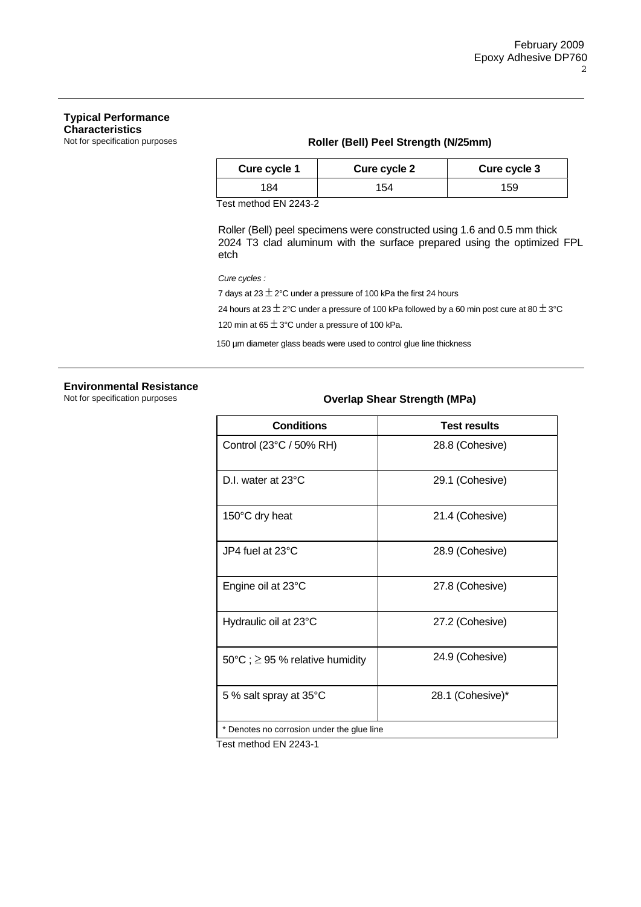## Typical Performance Characteristics

Not for specification purposes

**Roller (Bell) Peel Strength (N/25mm)**

| Cure cycle 1 | Cure cycle 2 | Cure cycle 3 |
|---|---|---|
| 184 | 154 | 159 |

Test method EN 2243-2

Roller (Bell) peel specimens were constructed using 1.6 and 0.5 mm thick 2024 T3 clad aluminum with the surface prepared using the optimized FPL etch

*Cure cycles :*

7 days at 23 ± 2°C under a pressure of 100 kPa the first 24 hours

24 hours at 23 ± 2°C under a pressure of 100 kPa followed by a 60 min post cure at 80 ± 3°C

120 min at 65 ± 3°C under a pressure of 100 kPa.

150 µm diameter glass beads were used to control glue line thickness

## Environmental Resistance

Not for specification purposes

**Overlap Shear Strength (MPa)**

| Conditions | Test results |
|---|---|
| Control (23°C / 50% RH) | 28.8 (Cohesive) |
| D.I. water at 23°C | 29.1 (Cohesive) |
| 150°C dry heat | 21.4 (Cohesive) |
| JP4 fuel at 23°C | 28.9 (Cohesive) |
| Engine oil at 23°C | 27.8 (Cohesive) |
| Hydraulic oil at 23°C | 27.2 (Cohesive) |
| 50°C ; ≥ 95 % relative humidity | 24.9 (Cohesive) |
| 5 % salt spray at 35°C | 28.1 (Cohesive)* |
| * Denotes no corrosion under the glue line | |

Test method EN 2243-1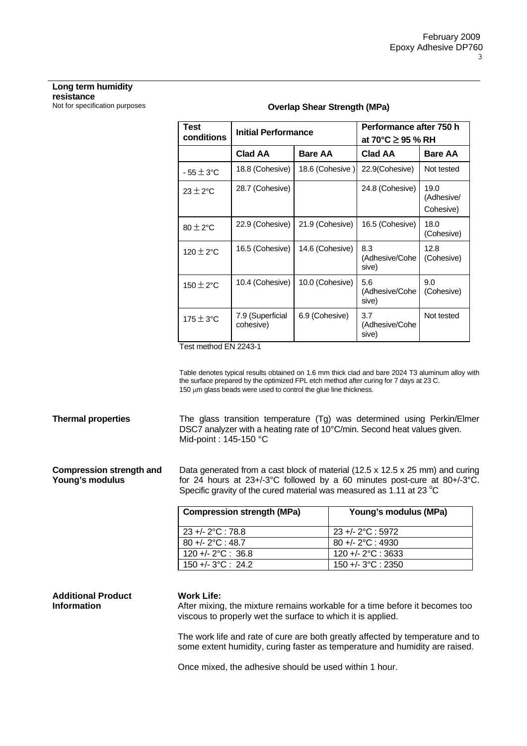## Long term humidity resistance

Not for specification purposes

**Overlap Shear Strength (MPa)**

| Test conditions | Initial Performance | | Performance after 750 h at 70°C ≥ 95 % RH | |
|---|---|---|---|---|
| | **Clad AA** | **Bare AA** | **Clad AA** | **Bare AA** |
| - 55 ± 3°C | 18.8 (Cohesive) | 18.6 (Cohesive ) | 22.9(Cohesive) | Not tested |
| 23 ± 2°C | 28.7 (Cohesive) | | 24.8 (Cohesive) | 19.0 (Adhesive/ Cohesive) |
| 80 ± 2°C | 22.9 (Cohesive) | 21.9 (Cohesive) | 16.5 (Cohesive) | 18.0 (Cohesive) |
| 120 ± 2°C | 16.5 (Cohesive) | 14.6 (Cohesive) | 8.3 (Adhesive/Cohesive) | 12.8 (Cohesive) |
| 150 ± 2°C | 10.4 (Cohesive) | 10.0 (Cohesive) | 5.6 (Adhesive/Cohesive) | 9.0 (Cohesive) |
| 175 ± 3°C | 7.9 (Superficial cohesive) | 6.9 (Cohesive) | 3.7 (Adhesive/Cohesive) | Not tested |

Test method EN 2243-1

Table denotes typical results obtained on 1.6 mm thick clad and bare 2024 T3 aluminum alloy with the surface prepared by the optimized FPL etch method after curing for 7 days at 23 C.
150 μm glass beads were used to control the glue line thickness.

## Thermal properties

The glass transition temperature (Tg) was determined using Perkin/Elmer DSC7 analyzer with a heating rate of 10°C/min. Second heat values given.
Mid-point : 145-150 °C

## Compression strength and Young's modulus

Data generated from a cast block of material (12.5 x 12.5 x 25 mm) and curing for 24 hours at 23+/-3°C followed by a 60 minutes post-cure at 80+/-3°C. Specific gravity of the cured material was measured as 1.11 at 23 °C

| Compression strength (MPa) | Young's modulus (MPa) |
|---|---|
| 23 +/- 2°C : 78.8 | 23 +/- 2°C : 5972 |
| 80 +/- 2°C : 48.7 | 80 +/- 2°C : 4930 |
| 120 +/- 2°C : 36.8 | 120 +/- 2°C : 3633 |
| 150 +/- 3°C : 24.2 | 150 +/- 3°C : 2350 |

## Additional Product Information

**Work Life:**
After mixing, the mixture remains workable for a time before it becomes too viscous to properly wet the surface to which it is applied.

The work life and rate of cure are both greatly affected by temperature and to some extent humidity, curing faster as temperature and humidity are raised.

Once mixed, the adhesive should be used within 1 hour.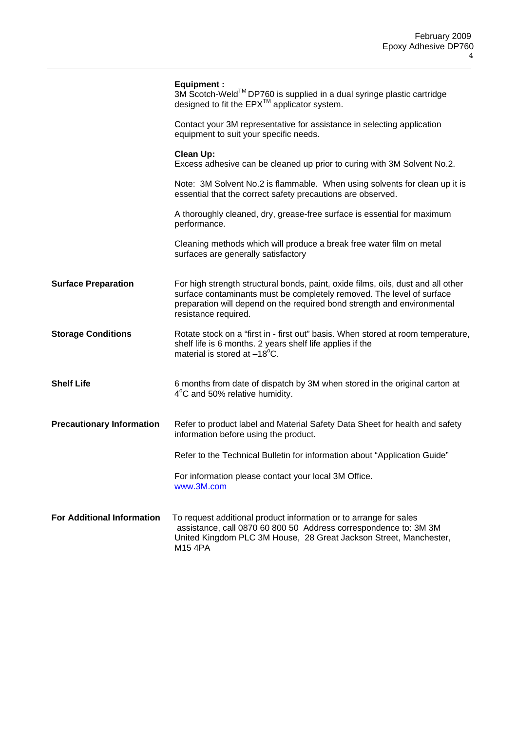**Equipment :**
3M Scotch-Weld™ DP760 is supplied in a dual syringe plastic cartridge designed to fit the EPX™ applicator system.

Contact your 3M representative for assistance in selecting application equipment to suit your specific needs.

**Clean Up:**
Excess adhesive can be cleaned up prior to curing with 3M Solvent No.2.

Note: 3M Solvent No.2 is flammable. When using solvents for clean up it is essential that the correct safety precautions are observed.

A thoroughly cleaned, dry, grease-free surface is essential for maximum performance.

Cleaning methods which will produce a break free water film on metal surfaces are generally satisfactory

**Surface Preparation**

For high strength structural bonds, paint, oxide films, oils, dust and all other surface contaminants must be completely removed. The level of surface preparation will depend on the required bond strength and environmental resistance required.

**Storage Conditions**

Rotate stock on a "first in - first out" basis. When stored at room temperature, shelf life is 6 months. 2 years shelf life applies if the material is stored at –18°C.

**Shelf Life**

6 months from date of dispatch by 3M when stored in the original carton at 4°C and 50% relative humidity.

**Precautionary Information**

Refer to product label and Material Safety Data Sheet for health and safety information before using the product.

Refer to the Technical Bulletin for information about "Application Guide"

For information please contact your local 3M Office.
www.3M.com

**For Additional Information**

To request additional product information or to arrange for sales assistance, call 0870 60 800 50 Address correspondence to: 3M 3M United Kingdom PLC 3M House, 28 Great Jackson Street, Manchester, M15 4PA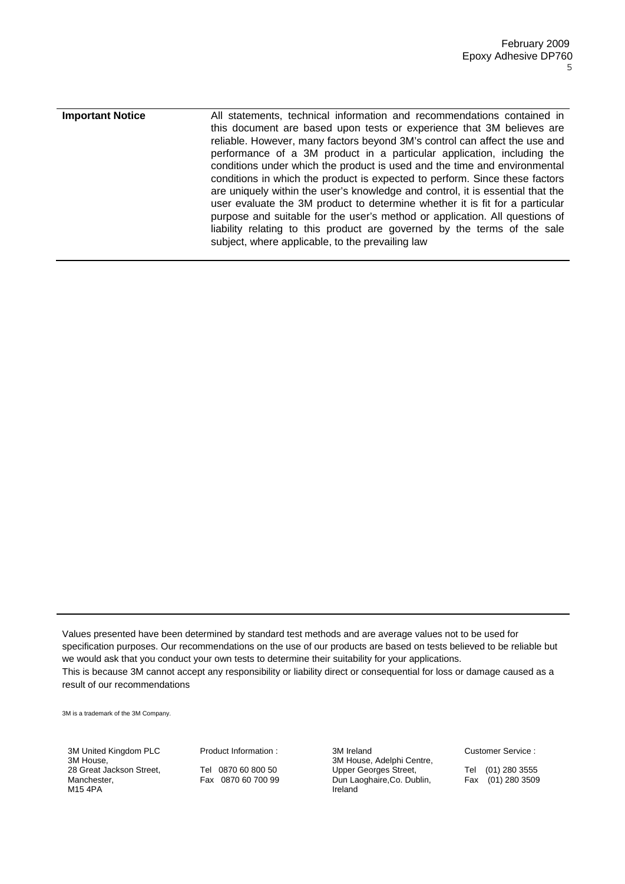| | |
|---|---|
| **Important Notice** | All statements, technical information and recommendations contained in this document are based upon tests or experience that 3M believes are reliable. However, many factors beyond 3M's control can affect the use and performance of a 3M product in a particular application, including the conditions under which the product is used and the time and environmental conditions in which the product is expected to perform. Since these factors are uniquely within the user's knowledge and control, it is essential that the user evaluate the 3M product to determine whether it is fit for a particular purpose and suitable for the user's method or application. All questions of liability relating to this product are governed by the terms of the sale subject, where applicable, to the prevailing law |

Values presented have been determined by standard test methods and are average values not to be used for specification purposes. Our recommendations on the use of our products are based on tests believed to be reliable but we would ask that you conduct your own tests to determine their suitability for your applications.
This is because 3M cannot accept any responsibility or liability direct or consequential for loss or damage caused as a result of our recommendations

3M is a trademark of the 3M Company.

3M United Kingdom PLC
3M House,
28 Great Jackson Street,
Manchester,
M15 4PA

Product Information :

Tel 0870 60 800 50
Fax 0870 60 700 99

3M Ireland
3M House, Adelphi Centre,
Upper Georges Street,
Dun Laoghaire,Co. Dublin,
Ireland

Customer Service :

Tel (01) 280 3555
Fax (01) 280 3509